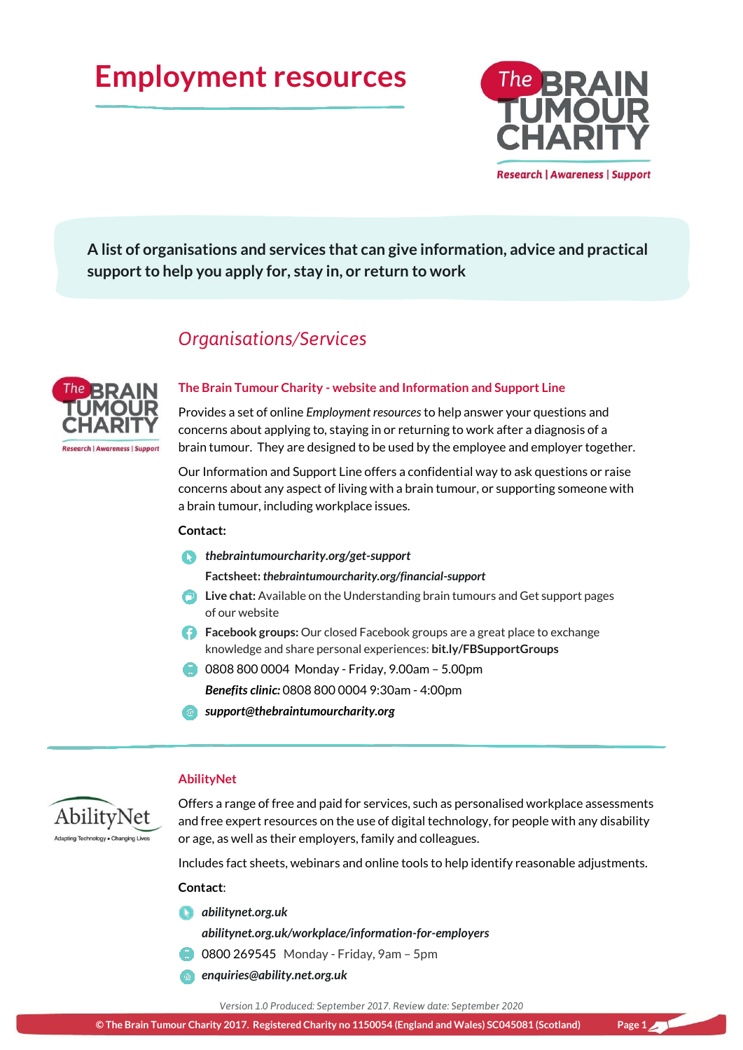# Employment resources

**A list of organisations and services that can give information, advice and practical support to help you apply for, stay in, or return to work**

## *Organisations/Services*

### The Brain Tumour Charity - website and Information and Support Line

Provides a set of online *Employment resources* to help answer your questions and concerns about applying to, staying in or returning to work after a diagnosis of a brain tumour. They are designed to be used by the employee and employer together.

Our Information and Support Line offers a confidential way to ask questions or raise concerns about any aspect of living with a brain tumour, or supporting someone with a brain tumour, including workplace issues.

**Contact:**

- ***thebraintumourcharity.org/get-support***
  **Factsheet:** ***thebraintumourcharity.org/financial-support***
- **Live chat:** Available on the Understanding brain tumours and Get support pages of our website
- **Facebook groups:** Our closed Facebook groups are a great place to exchange knowledge and share personal experiences: **bit.ly/FBSupportGroups**
- 0808 800 0004 Monday - Friday, 9.00am – 5.00pm
  ***Benefits clinic:*** 0808 800 0004 9:30am - 4:00pm
- ***support@thebraintumourcharity.org***

---

### AbilityNet

Offers a range of free and paid for services, such as personalised workplace assessments and free expert resources on the use of digital technology, for people with any disability or age, as well as their employers, family and colleagues.

Includes fact sheets, webinars and online tools to help identify reasonable adjustments.

**Contact**:

- ***abilitynet.org.uk***
  ***abilitynet.org.uk/workplace/information-for-employers***
- 0800 269545 Monday - Friday, 9am – 5pm
- ***enquiries@ability.net.org.uk***

*Version 1.0 Produced: September 2017. Review date: September 2020*

**© The Brain Tumour Charity 2017. Registered Charity no 1150054 (England and Wales) SC045081 (Scotland)**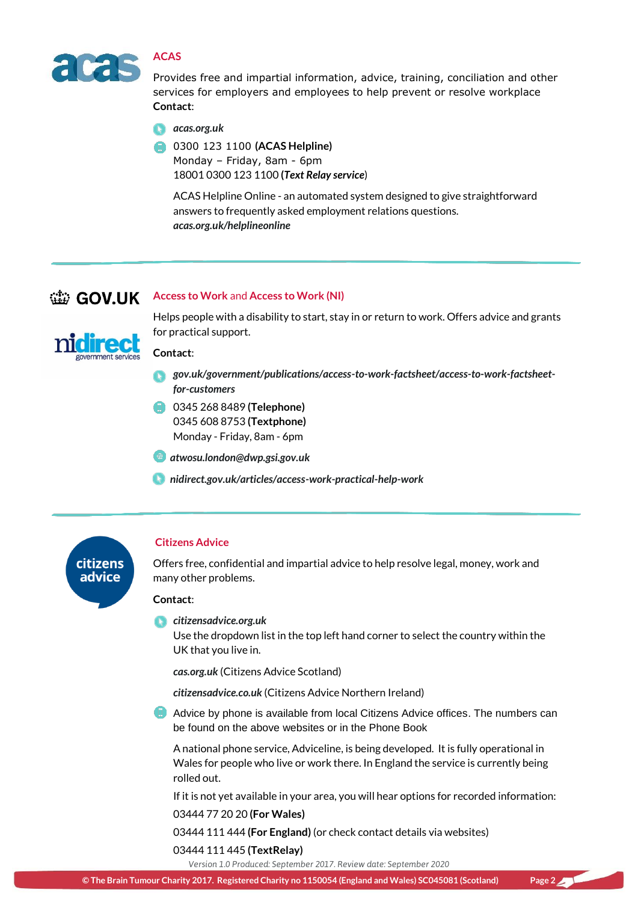## ACAS

Provides free and impartial information, advice, training, conciliation and other services for employers and employees to help prevent or resolve workplace

**Contact**:

- *acas.org.uk*
- 0300 123 1100 **(ACAS Helpline)**
  Monday – Friday, 8am - 6pm
  18001 0300 123 1100 **(*Text Relay service*)**

  ACAS Helpline Online - an automated system designed to give straightforward answers to frequently asked employment relations questions.
  ***acas.org.uk/helplineonline***

---

## Access to Work and Access to Work (NI)

Helps people with a disability to start, stay in or return to work. Offers advice and grants for practical support.

**Contact**:

- ***gov.uk/government/publications/access-to-work-factsheet/access-to-work-factsheet-for-customers***
- 0345 268 8489 **(Telephone)**
  0345 608 8753 **(Textphone)**
  Monday - Friday, 8am - 6pm
- ***atwosu.london@dwp.gsi.gov.uk***
- ***nidirect.gov.uk/articles/access-work-practical-help-work***

---

## Citizens Advice

Offers free, confidential and impartial advice to help resolve legal, money, work and many other problems.

**Contact**:

- ***citizensadvice.org.uk***
  Use the dropdown list in the top left hand corner to select the country within the UK that you live in.

  ***cas.org.uk*** (Citizens Advice Scotland)

  ***citizensadvice.co.uk*** (Citizens Advice Northern Ireland)
- Advice by phone is available from local Citizens Advice offices. The numbers can be found on the above websites or in the Phone Book

  A national phone service, Adviceline, is being developed. It is fully operational in Wales for people who live or work there. In England the service is currently being rolled out.

  If it is not yet available in your area, you will hear options for recorded information:

  03444 77 20 20 **(For Wales)**

  03444 111 444 **(For England)** (or check contact details via websites)

  03444 111 445 **(TextRelay)**

*Version 1.0 Produced: September 2017. Review date: September 2020*

© The Brain Tumour Charity 2017. Registered Charity no 1150054 (England and Wales) SC045081 (Scotland)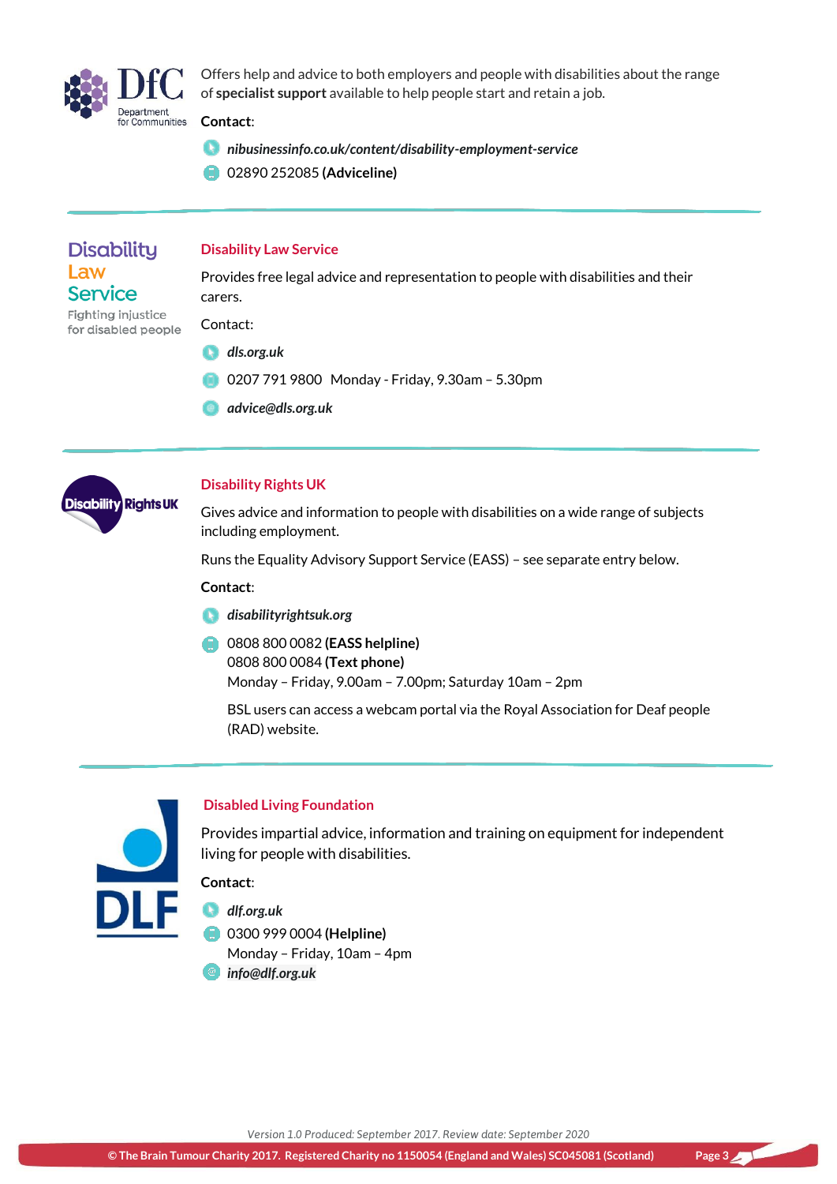Offers help and advice to both employers and people with disabilities about the range of **specialist support** available to help people start and retain a job.

**Contact**:

- *nibusinessinfo.co.uk/content/disability-employment-service*
- 02890 252085 **(Adviceline)**

---

## Disability Law Service

Provides free legal advice and representation to people with disabilities and their carers.

Contact:

- *dls.org.uk*
- 0207 791 9800 Monday - Friday, 9.30am – 5.30pm
- *advice@dls.org.uk*

---

## Disability Rights UK

Gives advice and information to people with disabilities on a wide range of subjects including employment.

Runs the Equality Advisory Support Service (EASS) – see separate entry below.

**Contact**:

- *disabilityrightsuk.org*
- 0808 800 0082 **(EASS helpline)**
  0808 800 0084 **(Text phone)**
  Monday – Friday, 9.00am – 7.00pm; Saturday 10am – 2pm

  BSL users can access a webcam portal via the Royal Association for Deaf people (RAD) website.

---

## Disabled Living Foundation

Provides impartial advice, information and training on equipment for independent living for people with disabilities.

**Contact**:

- *dlf.org.uk*
- 0300 999 0004 **(Helpline)**
  Monday – Friday, 10am – 4pm
- *info@dlf.org.uk*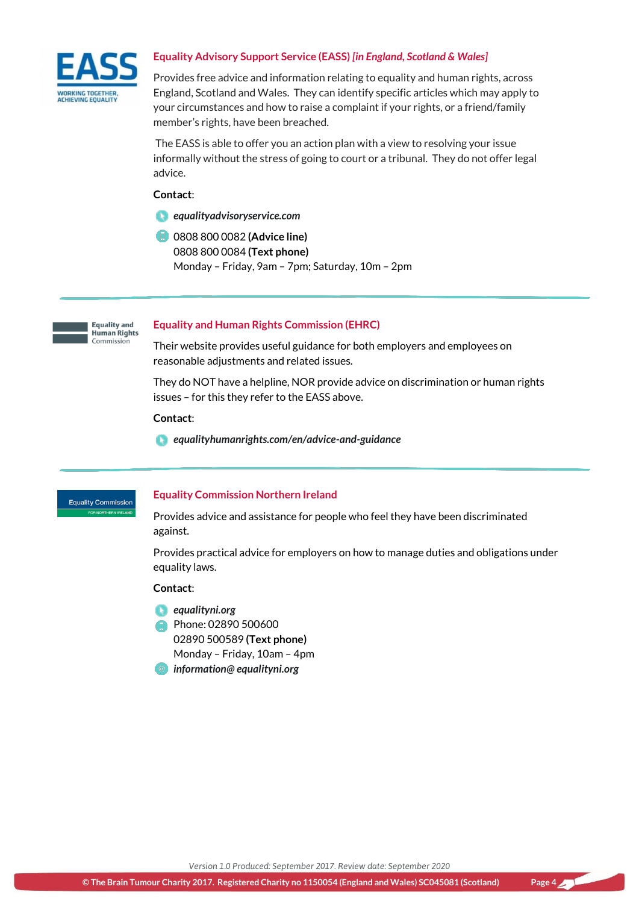## Equality Advisory Support Service (EASS) *[in England, Scotland & Wales]*

Provides free advice and information relating to equality and human rights, across England, Scotland and Wales. They can identify specific articles which may apply to your circumstances and how to raise a complaint if your rights, or a friend/family member's rights, have been breached.

The EASS is able to offer you an action plan with a view to resolving your issue informally without the stress of going to court or a tribunal. They do not offer legal advice.

**Contact**:

- ***equalityadvisoryservice.com***
- 0808 800 0082 **(Advice line)**
  0808 800 0084 **(Text phone)**
  Monday – Friday, 9am – 7pm; Saturday, 10m – 2pm

## Equality and Human Rights Commission (EHRC)

Their website provides useful guidance for both employers and employees on reasonable adjustments and related issues.

They do NOT have a helpline, NOR provide advice on discrimination or human rights issues – for this they refer to the EASS above.

**Contact**:

- ***equalityhumanrights.com/en/advice-and-guidance***

## Equality Commission Northern Ireland

Provides advice and assistance for people who feel they have been discriminated against.

Provides practical advice for employers on how to manage duties and obligations under equality laws.

**Contact**:

- ***equalityni.org***
- Phone: 02890 500600
  02890 500589 **(Text phone)**
  Monday – Friday, 10am – 4pm
- ***information@ equalityni.org***

*Version 1.0 Produced: September 2017. Review date: September 2020*

**© The Brain Tumour Charity 2017. Registered Charity no 1150054 (England and Wales) SC045081 (Scotland)**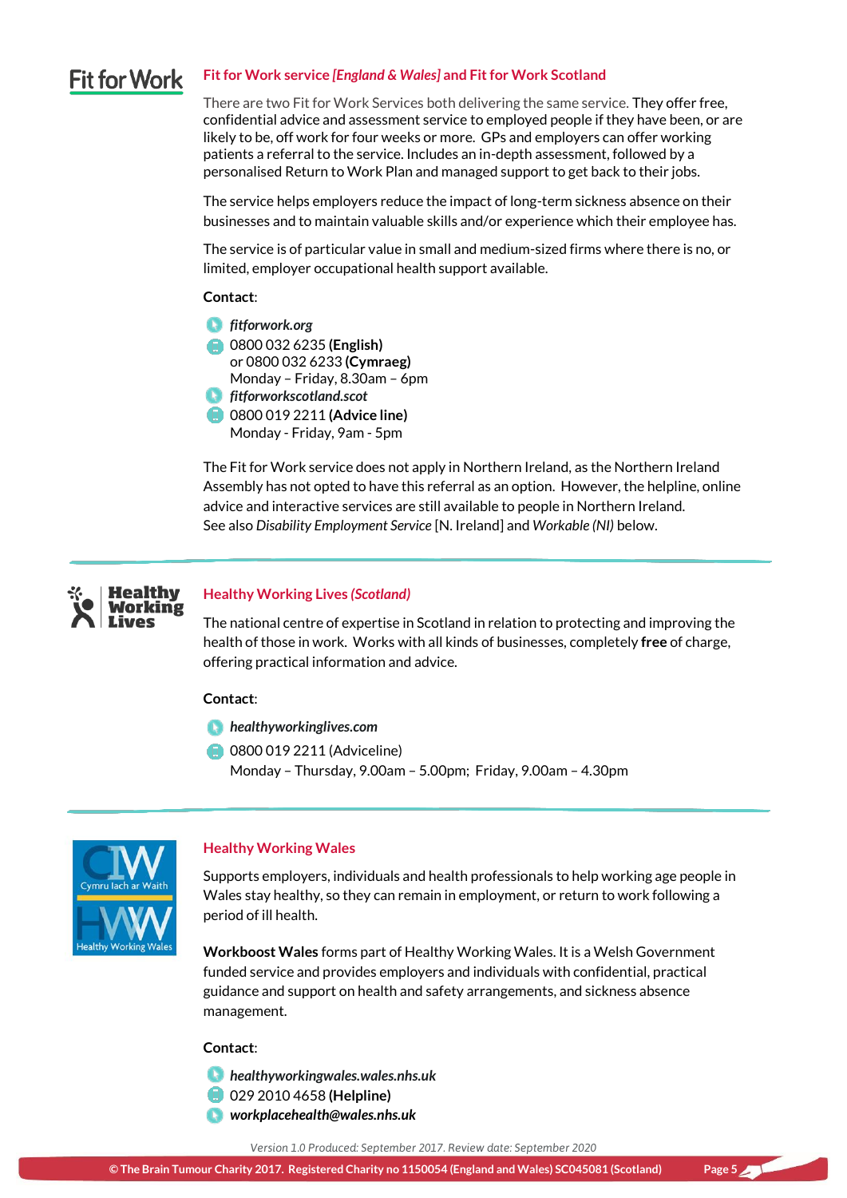## Fit for Work service *[England & Wales]* and Fit for Work Scotland

There are two Fit for Work Services both delivering the same service. They offer free, confidential advice and assessment service to employed people if they have been, or are likely to be, off work for four weeks or more. GPs and employers can offer working patients a referral to the service. Includes an in-depth assessment, followed by a personalised Return to Work Plan and managed support to get back to their jobs.

The service helps employers reduce the impact of long-term sickness absence on their businesses and to maintain valuable skills and/or experience which their employee has.

The service is of particular value in small and medium-sized firms where there is no, or limited, employer occupational health support available.

**Contact**:

- ***fitforwork.org***
- 0800 032 6235 **(English)**
  or 0800 032 6233 **(Cymraeg)**
  Monday – Friday, 8.30am – 6pm
- ***fitforworkscotland.scot***
- 0800 019 2211 **(Advice line)**
  Monday - Friday, 9am - 5pm

The Fit for Work service does not apply in Northern Ireland, as the Northern Ireland Assembly has not opted to have this referral as an option. However, the helpline, online advice and interactive services are still available to people in Northern Ireland.
See also *Disability Employment Service* [N. Ireland] and *Workable (NI)* below.

---

## Healthy Working Lives *(Scotland)*

The national centre of expertise in Scotland in relation to protecting and improving the health of those in work. Works with all kinds of businesses, completely **free** of charge, offering practical information and advice.

**Contact**:

- ***healthyworkinglives.com***
- 0800 019 2211 (Adviceline)
  Monday – Thursday, 9.00am – 5.00pm; Friday, 9.00am – 4.30pm

---

## Healthy Working Wales

Supports employers, individuals and health professionals to help working age people in Wales stay healthy, so they can remain in employment, or return to work following a period of ill health.

**Workboost Wales** forms part of Healthy Working Wales. It is a Welsh Government funded service and provides employers and individuals with confidential, practical guidance and support on health and safety arrangements, and sickness absence management.

**Contact**:

- ***healthyworkingwales.wales.nhs.uk***
- 029 2010 4658 **(Helpline)**
- ***workplacehealth@wales.nhs.uk***

*Version 1.0 Produced: September 2017. Review date: September 2020*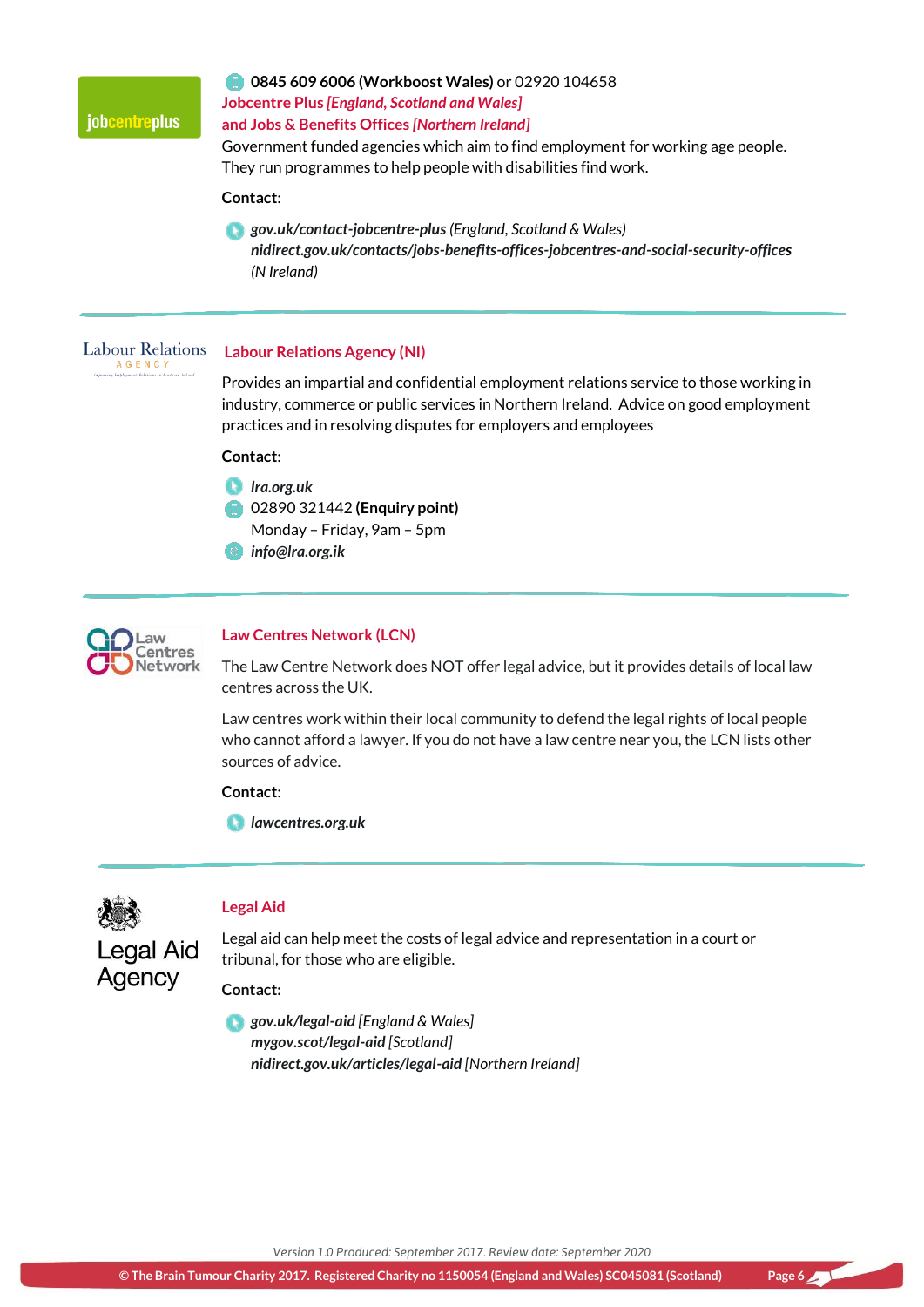**0845 609 6006 (Workboost Wales)** or 02920 104658

## Jobcentre Plus *[England, Scotland and Wales]* and Jobs & Benefits Offices *[Northern Ireland]*

Government funded agencies which aim to find employment for working age people. They run programmes to help people with disabilities find work.

**Contact**:

***gov.uk/contact-jobcentre-plus*** *(England, Scotland & Wales)*
***nidirect.gov.uk/contacts/jobs-benefits-offices-jobcentres-and-social-security-offices*** *(N Ireland)*

---

## Labour Relations Agency (NI)

Provides an impartial and confidential employment relations service to those working in industry, commerce or public services in Northern Ireland. Advice on good employment practices and in resolving disputes for employers and employees

**Contact**:

***lra.org.uk***
02890 321442 **(Enquiry point)**
Monday – Friday, 9am – 5pm
***info@lra.org.ik***

---

## Law Centres Network (LCN)

The Law Centre Network does NOT offer legal advice, but it provides details of local law centres across the UK.

Law centres work within their local community to defend the legal rights of local people who cannot afford a lawyer. If you do not have a law centre near you, the LCN lists other sources of advice.

**Contact**:

***lawcentres.org.uk***

---

## Legal Aid

Legal aid can help meet the costs of legal advice and representation in a court or tribunal, for those who are eligible.

**Contact**:

***gov.uk/legal-aid*** *[England & Wales]*
***mygov.scot/legal-aid*** *[Scotland]*
***nidirect.gov.uk/articles/legal-aid*** *[Northern Ireland]*

*Version 1.0 Produced: September 2017. Review date: September 2020*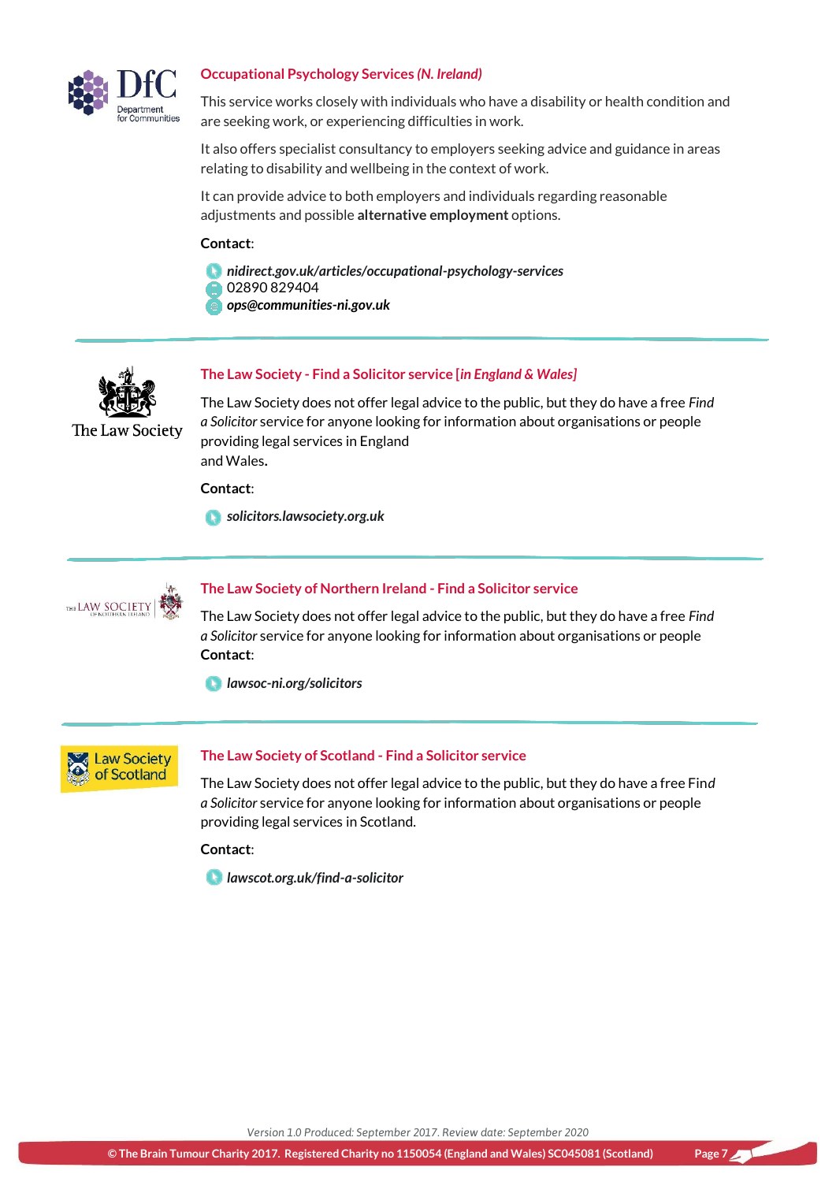## Occupational Psychology Services *(N. Ireland)*

This service works closely with individuals who have a disability or health condition and are seeking work, or experiencing difficulties in work.

It also offers specialist consultancy to employers seeking advice and guidance in areas relating to disability and wellbeing in the context of work.

It can provide advice to both employers and individuals regarding reasonable adjustments and possible **alternative employment** options.

**Contact**:

- ***nidirect.gov.uk/articles/occupational-psychology-services***
- 02890 829404
- ***ops@communities-ni.gov.uk***

## The Law Society - Find a Solicitor service [*in England & Wales]*

The Law Society does not offer legal advice to the public, but they do have a free *Find a Solicitor* service for anyone looking for information about organisations or people providing legal services in England and Wales.

**Contact**:

- ***solicitors.lawsociety.org.uk***

## The Law Society of Northern Ireland - Find a Solicitor service

The Law Society does not offer legal advice to the public, but they do have a free *Find a Solicitor* service for anyone looking for information about organisations or people

**Contact**:

- ***lawsoc-ni.org/solicitors***

## The Law Society of Scotland - Find a Solicitor service

The Law Society does not offer legal advice to the public, but they do have a free *Find a Solicitor* service for anyone looking for information about organisations or people providing legal services in Scotland.

**Contact**:

- ***lawscot.org.uk/find-a-solicitor***

*Version 1.0 Produced: September 2017. Review date: September 2020*

**© The Brain Tumour Charity 2017. Registered Charity no 1150054 (England and Wales) SC045081 (Scotland)**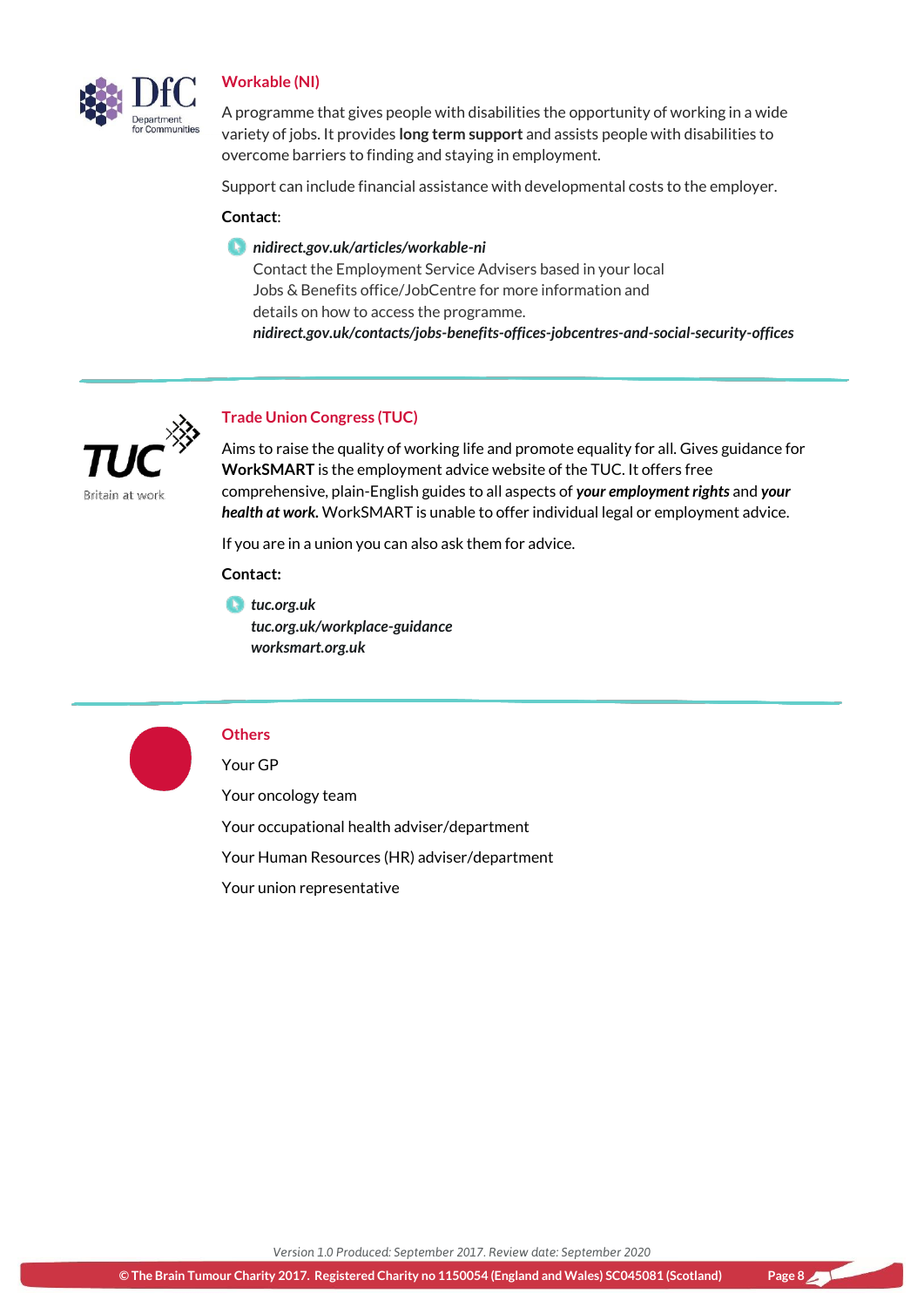## Workable (NI)

A programme that gives people with disabilities the opportunity of working in a wide variety of jobs. It provides **long term support** and assists people with disabilities to overcome barriers to finding and staying in employment.

Support can include financial assistance with developmental costs to the employer.

**Contact**:

***nidirect.gov.uk/articles/workable-ni***
Contact the Employment Service Advisers based in your local Jobs & Benefits office/JobCentre for more information and details on how to access the programme.
***nidirect.gov.uk/contacts/jobs-benefits-offices-jobcentres-and-social-security-offices***

## Trade Union Congress (TUC)

Aims to raise the quality of working life and promote equality for all. Gives guidance for **WorkSMART** is the employment advice website of the TUC. It offers free comprehensive, plain-English guides to all aspects of ***your employment rights*** and ***your health at work.*** WorkSMART is unable to offer individual legal or employment advice.

If you are in a union you can also ask them for advice.

**Contact:**

***tuc.org.uk***
***tuc.org.uk/workplace-guidance***
***worksmart.org.uk***

## Others

Your GP

Your oncology team

Your occupational health adviser/department

Your Human Resources (HR) adviser/department

Your union representative

*Version 1.0 Produced: September 2017. Review date: September 2020*

**© The Brain Tumour Charity 2017. Registered Charity no 1150054 (England and Wales) SC045081 (Scotland)**